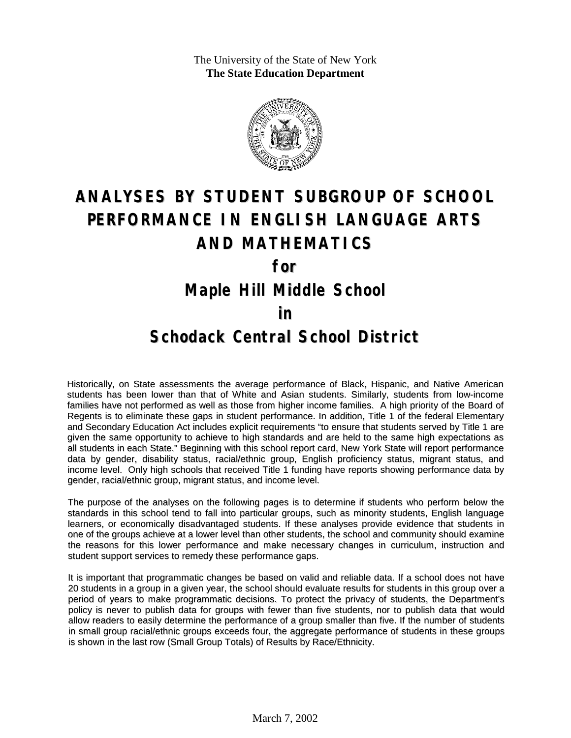The University of the State of New York
**The State Education Department**

# ANALYSES BY STUDENT SUBGROUP OF SCHOOL PERFORMANCE IN ENGLISH LANGUAGE ARTS AND MATHEMATICS

## for

## Maple Hill Middle School

## in

## Schodack Central School District

Historically, on State assessments the average performance of Black, Hispanic, and Native American students has been lower than that of White and Asian students. Similarly, students from low-income families have not performed as well as those from higher income families. A high priority of the Board of Regents is to eliminate these gaps in student performance. In addition, Title 1 of the federal Elementary and Secondary Education Act includes explicit requirements "to ensure that students served by Title 1 are given the same opportunity to achieve to high standards and are held to the same high expectations as all students in each State." Beginning with this school report card, New York State will report performance data by gender, disability status, racial/ethnic group, English proficiency status, migrant status, and income level. Only high schools that received Title 1 funding have reports showing performance data by gender, racial/ethnic group, migrant status, and income level.

The purpose of the analyses on the following pages is to determine if students who perform below the standards in this school tend to fall into particular groups, such as minority students, English language learners, or economically disadvantaged students. If these analyses provide evidence that students in one of the groups achieve at a lower level than other students, the school and community should examine the reasons for this lower performance and make necessary changes in curriculum, instruction and student support services to remedy these performance gaps.

It is important that programmatic changes be based on valid and reliable data. If a school does not have 20 students in a group in a given year, the school should evaluate results for students in this group over a period of years to make programmatic decisions. To protect the privacy of students, the Department's policy is never to publish data for groups with fewer than five students, nor to publish data that would allow readers to easily determine the performance of a group smaller than five. If the number of students in small group racial/ethnic groups exceeds four, the aggregate performance of students in these groups is shown in the last row (Small Group Totals) of Results by Race/Ethnicity.

March 7, 2002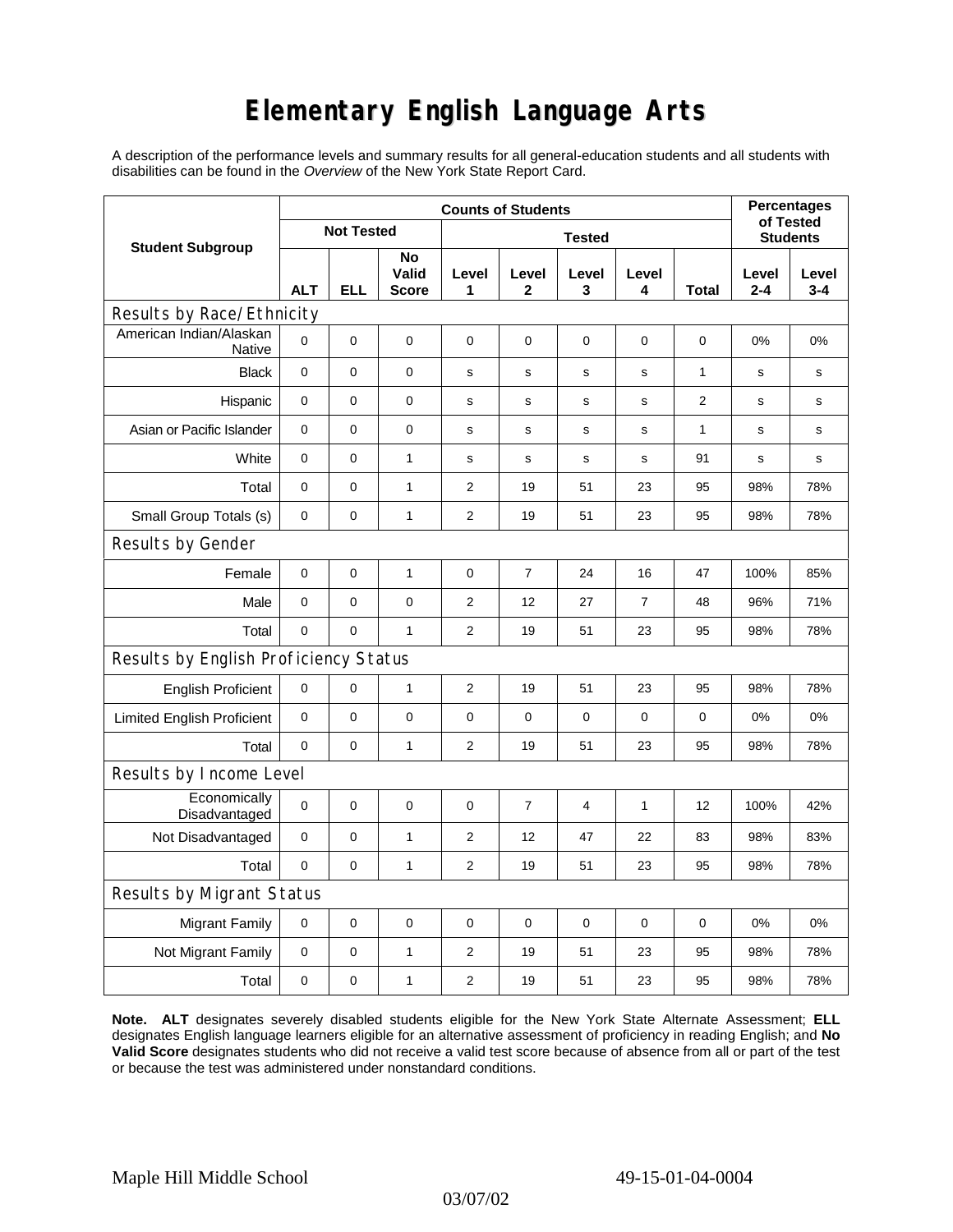# Elementary English Language Arts

A description of the performance levels and summary results for all general-education students and all students with disabilities can be found in the *Overview* of the New York State Report Card.

| Student Subgroup | Counts of Students | | | | | | | | Percentages of Tested Students | |
|---|---|---|---|---|---|---|---|---|---|---|
| | Not Tested | | | Tested | | | | | | |
| | ALT | ELL | No Valid Score | Level 1 | Level 2 | Level 3 | Level 4 | Total | Level 2-4 | Level 3-4 |
| **Results by Race/Ethnicity** | | | | | | | | | | |
| American Indian/Alaskan Native | 0 | 0 | 0 | 0 | 0 | 0 | 0 | 0 | 0% | 0% |
| Black | 0 | 0 | 0 | s | s | s | s | 1 | s | s |
| Hispanic | 0 | 0 | 0 | s | s | s | s | 2 | s | s |
| Asian or Pacific Islander | 0 | 0 | 0 | s | s | s | s | 1 | s | s |
| White | 0 | 0 | 1 | s | s | s | s | 91 | s | s |
| Total | 0 | 0 | 1 | 2 | 19 | 51 | 23 | 95 | 98% | 78% |
| Small Group Totals (s) | 0 | 0 | 1 | 2 | 19 | 51 | 23 | 95 | 98% | 78% |
| **Results by Gender** | | | | | | | | | | |
| Female | 0 | 0 | 1 | 0 | 7 | 24 | 16 | 47 | 100% | 85% |
| Male | 0 | 0 | 0 | 2 | 12 | 27 | 7 | 48 | 96% | 71% |
| Total | 0 | 0 | 1 | 2 | 19 | 51 | 23 | 95 | 98% | 78% |
| **Results by English Proficiency Status** | | | | | | | | | | |
| English Proficient | 0 | 0 | 1 | 2 | 19 | 51 | 23 | 95 | 98% | 78% |
| Limited English Proficient | 0 | 0 | 0 | 0 | 0 | 0 | 0 | 0 | 0% | 0% |
| Total | 0 | 0 | 1 | 2 | 19 | 51 | 23 | 95 | 98% | 78% |
| **Results by Income Level** | | | | | | | | | | |
| Economically Disadvantaged | 0 | 0 | 0 | 0 | 7 | 4 | 1 | 12 | 100% | 42% |
| Not Disadvantaged | 0 | 0 | 1 | 2 | 12 | 47 | 22 | 83 | 98% | 83% |
| Total | 0 | 0 | 1 | 2 | 19 | 51 | 23 | 95 | 98% | 78% |
| **Results by Migrant Status** | | | | | | | | | | |
| Migrant Family | 0 | 0 | 0 | 0 | 0 | 0 | 0 | 0 | 0% | 0% |
| Not Migrant Family | 0 | 0 | 1 | 2 | 19 | 51 | 23 | 95 | 98% | 78% |
| Total | 0 | 0 | 1 | 2 | 19 | 51 | 23 | 95 | 98% | 78% |

**Note. ALT** designates severely disabled students eligible for the New York State Alternate Assessment; **ELL** designates English language learners eligible for an alternative assessment of proficiency in reading English; and **No Valid Score** designates students who did not receive a valid test score because of absence from all or part of the test or because the test was administered under nonstandard conditions.

Maple Hill Middle School 49-15-01-04-0004

03/07/02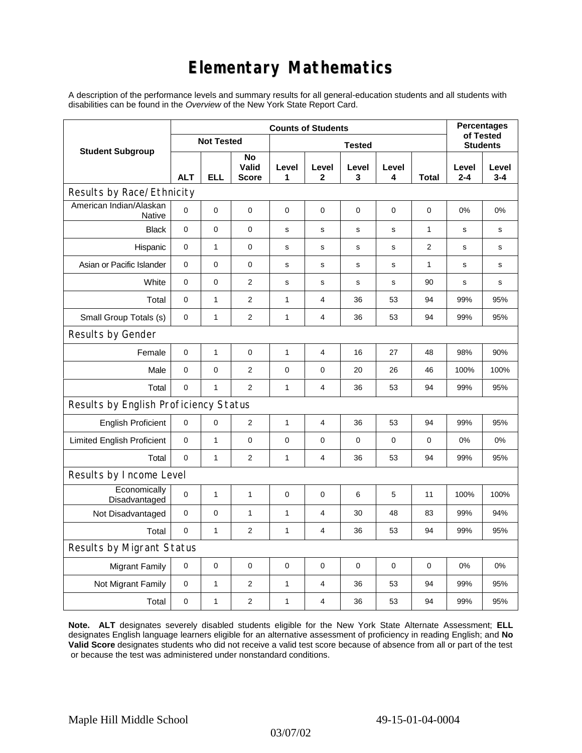# Elementary Mathematics

A description of the performance levels and summary results for all general-education students and all students with disabilities can be found in the *Overview* of the New York State Report Card.

| Student Subgroup | Counts of Students | | | | | | | | Percentages of Tested Students | |
|---|---|---|---|---|---|---|---|---|---|---|
| | Not Tested | | | Tested | | | | | | |
| | ALT | ELL | No Valid Score | Level 1 | Level 2 | Level 3 | Level 4 | Total | Level 2-4 | Level 3-4 |
| **Results by Race/Ethnicity** | | | | | | | | | | |
| American Indian/Alaskan Native | 0 | 0 | 0 | 0 | 0 | 0 | 0 | 0 | 0% | 0% |
| Black | 0 | 0 | 0 | s | s | s | s | 1 | s | s |
| Hispanic | 0 | 1 | 0 | s | s | s | s | 2 | s | s |
| Asian or Pacific Islander | 0 | 0 | 0 | s | s | s | s | 1 | s | s |
| White | 0 | 0 | 2 | s | s | s | s | 90 | s | s |
| Total | 0 | 1 | 2 | 1 | 4 | 36 | 53 | 94 | 99% | 95% |
| Small Group Totals (s) | 0 | 1 | 2 | 1 | 4 | 36 | 53 | 94 | 99% | 95% |
| **Results by Gender** | | | | | | | | | | |
| Female | 0 | 1 | 0 | 1 | 4 | 16 | 27 | 48 | 98% | 90% |
| Male | 0 | 0 | 2 | 0 | 0 | 20 | 26 | 46 | 100% | 100% |
| Total | 0 | 1 | 2 | 1 | 4 | 36 | 53 | 94 | 99% | 95% |
| **Results by English Proficiency Status** | | | | | | | | | | |
| English Proficient | 0 | 0 | 2 | 1 | 4 | 36 | 53 | 94 | 99% | 95% |
| Limited English Proficient | 0 | 1 | 0 | 0 | 0 | 0 | 0 | 0 | 0% | 0% |
| Total | 0 | 1 | 2 | 1 | 4 | 36 | 53 | 94 | 99% | 95% |
| **Results by Income Level** | | | | | | | | | | |
| Economically Disadvantaged | 0 | 1 | 1 | 0 | 0 | 6 | 5 | 11 | 100% | 100% |
| Not Disadvantaged | 0 | 0 | 1 | 1 | 4 | 30 | 48 | 83 | 99% | 94% |
| Total | 0 | 1 | 2 | 1 | 4 | 36 | 53 | 94 | 99% | 95% |
| **Results by Migrant Status** | | | | | | | | | | |
| Migrant Family | 0 | 0 | 0 | 0 | 0 | 0 | 0 | 0 | 0% | 0% |
| Not Migrant Family | 0 | 1 | 2 | 1 | 4 | 36 | 53 | 94 | 99% | 95% |
| Total | 0 | 1 | 2 | 1 | 4 | 36 | 53 | 94 | 99% | 95% |

**Note. ALT** designates severely disabled students eligible for the New York State Alternate Assessment; **ELL** designates English language learners eligible for an alternative assessment of proficiency in reading English; and **No Valid Score** designates students who did not receive a valid test score because of absence from all or part of the test or because the test was administered under nonstandard conditions.

Maple Hill Middle School 49-15-01-04-0004

03/07/02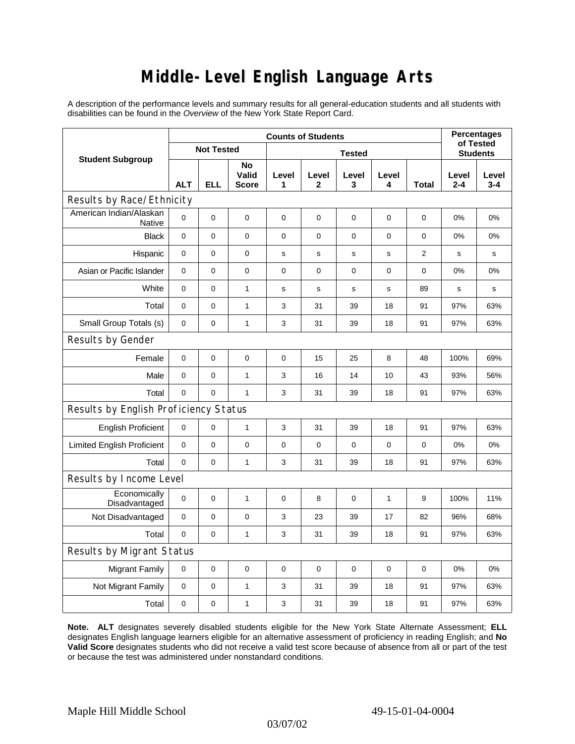# Middle-Level English Language Arts

A description of the performance levels and summary results for all general-education students and all students with disabilities can be found in the *Overview* of the New York State Report Card.

| Student Subgroup | Counts of Students | | | | | | | | Percentages of Tested Students | |
|---|---|---|---|---|---|---|---|---|---|---|
| | Not Tested | | | Tested | | | | | | |
| | ALT | ELL | No Valid Score | Level 1 | Level 2 | Level 3 | Level 4 | Total | Level 2-4 | Level 3-4 |
| **Results by Race/Ethnicity** | | | | | | | | | | |
| American Indian/Alaskan Native | 0 | 0 | 0 | 0 | 0 | 0 | 0 | 0 | 0% | 0% |
| Black | 0 | 0 | 0 | 0 | 0 | 0 | 0 | 0 | 0% | 0% |
| Hispanic | 0 | 0 | 0 | s | s | s | s | 2 | s | s |
| Asian or Pacific Islander | 0 | 0 | 0 | 0 | 0 | 0 | 0 | 0 | 0% | 0% |
| White | 0 | 0 | 1 | s | s | s | s | 89 | s | s |
| Total | 0 | 0 | 1 | 3 | 31 | 39 | 18 | 91 | 97% | 63% |
| Small Group Totals (s) | 0 | 0 | 1 | 3 | 31 | 39 | 18 | 91 | 97% | 63% |
| **Results by Gender** | | | | | | | | | | |
| Female | 0 | 0 | 0 | 0 | 15 | 25 | 8 | 48 | 100% | 69% |
| Male | 0 | 0 | 1 | 3 | 16 | 14 | 10 | 43 | 93% | 56% |
| Total | 0 | 0 | 1 | 3 | 31 | 39 | 18 | 91 | 97% | 63% |
| **Results by English Proficiency Status** | | | | | | | | | | |
| English Proficient | 0 | 0 | 1 | 3 | 31 | 39 | 18 | 91 | 97% | 63% |
| Limited English Proficient | 0 | 0 | 0 | 0 | 0 | 0 | 0 | 0 | 0% | 0% |
| Total | 0 | 0 | 1 | 3 | 31 | 39 | 18 | 91 | 97% | 63% |
| **Results by Income Level** | | | | | | | | | | |
| Economically Disadvantaged | 0 | 0 | 1 | 0 | 8 | 0 | 1 | 9 | 100% | 11% |
| Not Disadvantaged | 0 | 0 | 0 | 3 | 23 | 39 | 17 | 82 | 96% | 68% |
| Total | 0 | 0 | 1 | 3 | 31 | 39 | 18 | 91 | 97% | 63% |
| **Results by Migrant Status** | | | | | | | | | | |
| Migrant Family | 0 | 0 | 0 | 0 | 0 | 0 | 0 | 0 | 0% | 0% |
| Not Migrant Family | 0 | 0 | 1 | 3 | 31 | 39 | 18 | 91 | 97% | 63% |
| Total | 0 | 0 | 1 | 3 | 31 | 39 | 18 | 91 | 97% | 63% |

**Note. ALT** designates severely disabled students eligible for the New York State Alternate Assessment; **ELL** designates English language learners eligible for an alternative assessment of proficiency in reading English; and **No Valid Score** designates students who did not receive a valid test score because of absence from all or part of the test or because the test was administered under nonstandard conditions.

Maple Hill Middle School 49-15-01-04-0004

03/07/02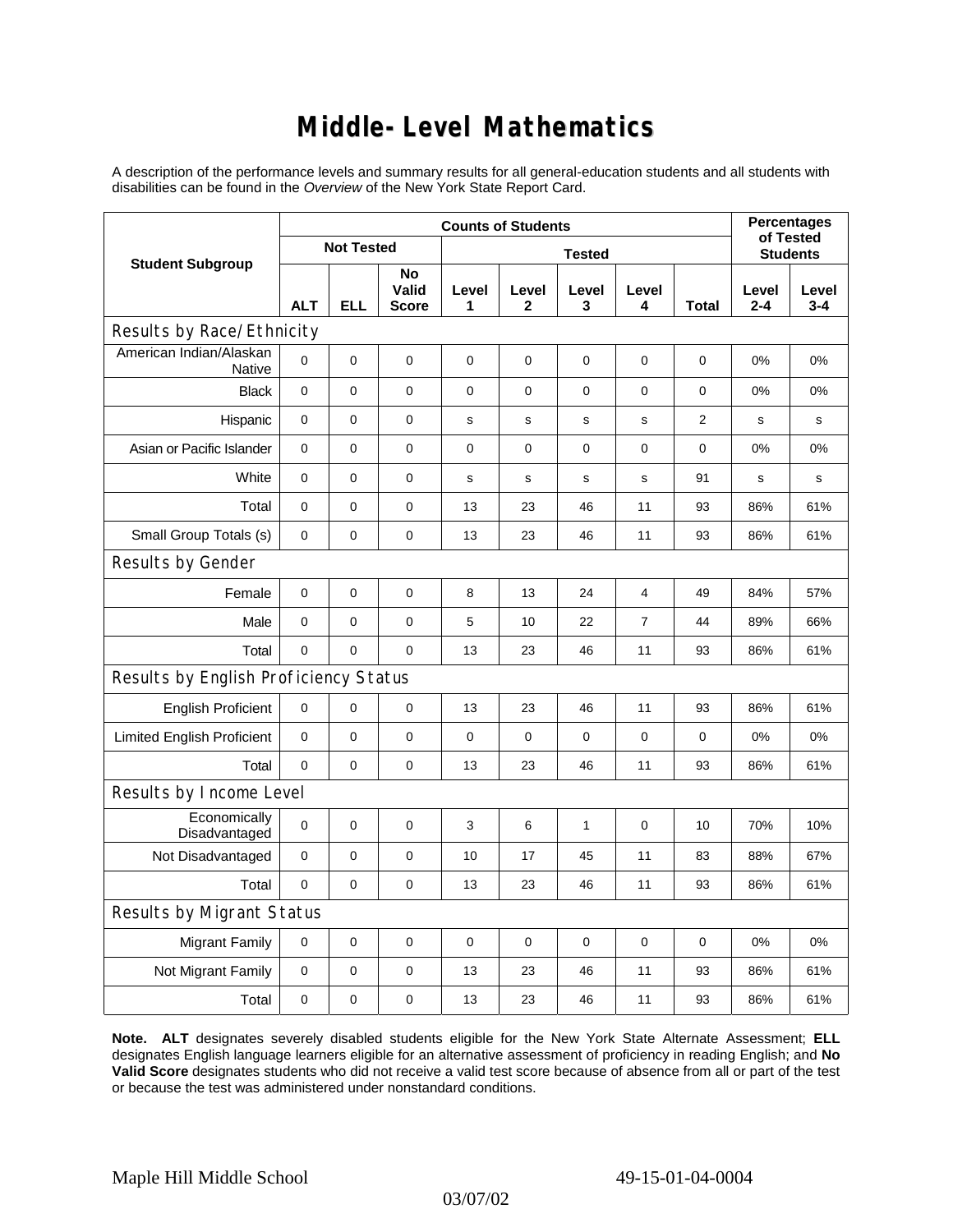// Middle-Level Mathematics

# Middle-Level Mathematics

A description of the performance levels and summary results for all general-education students and all students with disabilities can be found in the *Overview* of the New York State Report Card.

| Student Subgroup | Counts of Students | | | | | | | | Percentages of Tested Students | |
|---|---|---|---|---|---|---|---|---|---|---|
| | Not Tested | | | Tested | | | | | | |
| | ALT | ELL | No Valid Score | Level 1 | Level 2 | Level 3 | Level 4 | Total | Level 2-4 | Level 3-4 |
| **Results by Race/Ethnicity** | | | | | | | | | | |
| American Indian/Alaskan Native | 0 | 0 | 0 | 0 | 0 | 0 | 0 | 0 | 0% | 0% |
| Black | 0 | 0 | 0 | 0 | 0 | 0 | 0 | 0 | 0% | 0% |
| Hispanic | 0 | 0 | 0 | s | s | s | s | 2 | s | s |
| Asian or Pacific Islander | 0 | 0 | 0 | 0 | 0 | 0 | 0 | 0 | 0% | 0% |
| White | 0 | 0 | 0 | s | s | s | s | 91 | s | s |
| Total | 0 | 0 | 0 | 13 | 23 | 46 | 11 | 93 | 86% | 61% |
| Small Group Totals (s) | 0 | 0 | 0 | 13 | 23 | 46 | 11 | 93 | 86% | 61% |
| **Results by Gender** | | | | | | | | | | |
| Female | 0 | 0 | 0 | 8 | 13 | 24 | 4 | 49 | 84% | 57% |
| Male | 0 | 0 | 0 | 5 | 10 | 22 | 7 | 44 | 89% | 66% |
| Total | 0 | 0 | 0 | 13 | 23 | 46 | 11 | 93 | 86% | 61% |
| **Results by English Proficiency Status** | | | | | | | | | | |
| English Proficient | 0 | 0 | 0 | 13 | 23 | 46 | 11 | 93 | 86% | 61% |
| Limited English Proficient | 0 | 0 | 0 | 0 | 0 | 0 | 0 | 0 | 0% | 0% |
| Total | 0 | 0 | 0 | 13 | 23 | 46 | 11 | 93 | 86% | 61% |
| **Results by Income Level** | | | | | | | | | | |
| Economically Disadvantaged | 0 | 0 | 0 | 3 | 6 | 1 | 0 | 10 | 70% | 10% |
| Not Disadvantaged | 0 | 0 | 0 | 10 | 17 | 45 | 11 | 83 | 88% | 67% |
| Total | 0 | 0 | 0 | 13 | 23 | 46 | 11 | 93 | 86% | 61% |
| **Results by Migrant Status** | | | | | | | | | | |
| Migrant Family | 0 | 0 | 0 | 0 | 0 | 0 | 0 | 0 | 0% | 0% |
| Not Migrant Family | 0 | 0 | 0 | 13 | 23 | 46 | 11 | 93 | 86% | 61% |
| Total | 0 | 0 | 0 | 13 | 23 | 46 | 11 | 93 | 86% | 61% |

**Note. ALT** designates severely disabled students eligible for the New York State Alternate Assessment; **ELL** designates English language learners eligible for an alternative assessment of proficiency in reading English; and **No Valid Score** designates students who did not receive a valid test score because of absence from all or part of the test or because the test was administered under nonstandard conditions.

Maple Hill Middle School 49-15-01-04-0004

03/07/02